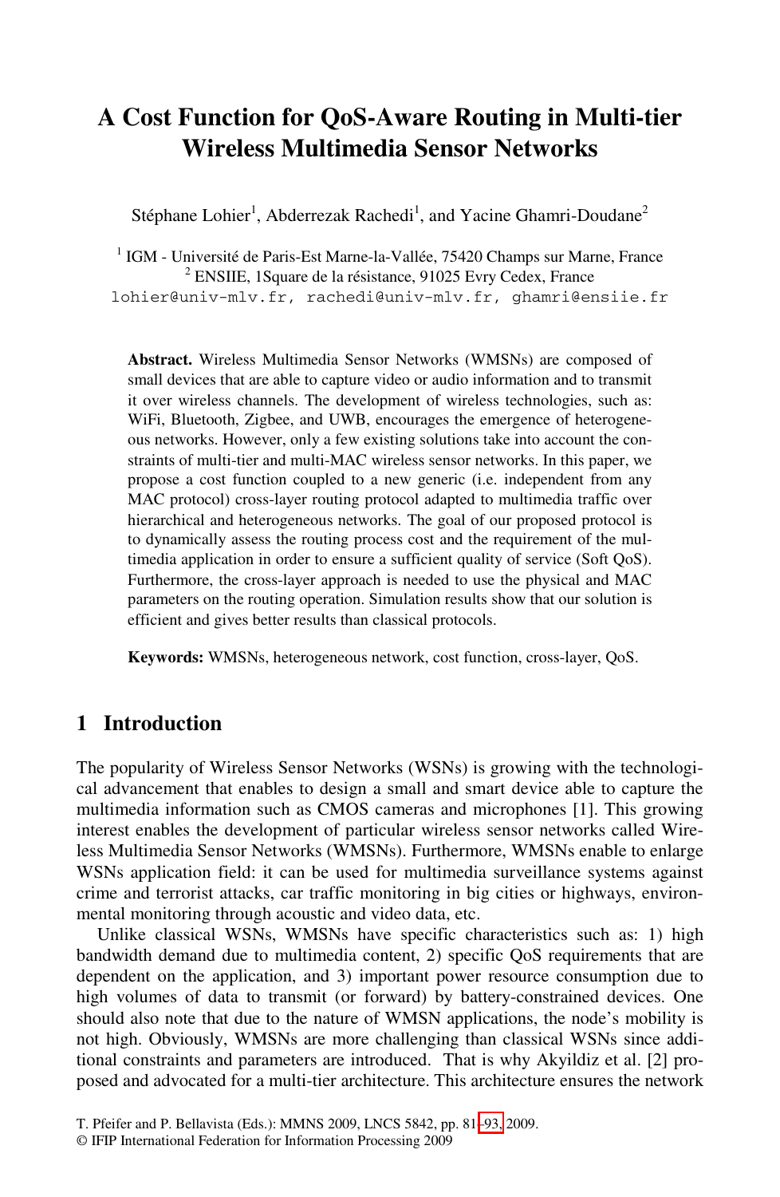# A Cost Function for QoS-Aware Routing in Multi-tier Wireless Multimedia Sensor Networks

Stéphane Lohier[1], Abderrezak Rachedi[1], and Yacine Ghamri-Doudane[2]

[1] IGM - Université de Paris-Est Marne-la-Vallée, 75420 Champs sur Marne, France
[2] ENSIIE, 1Square de la résistance, 91025 Evry Cedex, France
lohier@univ-mlv.fr, rachedi@univ-mlv.fr, ghamri@ensiie.fr

**Abstract.** Wireless Multimedia Sensor Networks (WMSNs) are composed of small devices that are able to capture video or audio information and to transmit it over wireless channels. The development of wireless technologies, such as: WiFi, Bluetooth, Zigbee, and UWB, encourages the emergence of heterogeneous networks. However, only a few existing solutions take into account the constraints of multi-tier and multi-MAC wireless sensor networks. In this paper, we propose a cost function coupled to a new generic (i.e. independent from any MAC protocol) cross-layer routing protocol adapted to multimedia traffic over hierarchical and heterogeneous networks. The goal of our proposed protocol is to dynamically assess the routing process cost and the requirement of the multimedia application in order to ensure a sufficient quality of service (Soft QoS). Furthermore, the cross-layer approach is needed to use the physical and MAC parameters on the routing operation. Simulation results show that our solution is efficient and gives better results than classical protocols.

**Keywords:** WMSNs, heterogeneous network, cost function, cross-layer, QoS.

## 1 Introduction

The popularity of Wireless Sensor Networks (WSNs) is growing with the technological advancement that enables to design a small and smart device able to capture the multimedia information such as CMOS cameras and microphones [1]. This growing interest enables the development of particular wireless sensor networks called Wireless Multimedia Sensor Networks (WMSNs). Furthermore, WMSNs enable to enlarge WSNs application field: it can be used for multimedia surveillance systems against crime and terrorist attacks, car traffic monitoring in big cities or highways, environmental monitoring through acoustic and video data, etc.

Unlike classical WSNs, WMSNs have specific characteristics such as: 1) high bandwidth demand due to multimedia content, 2) specific QoS requirements that are dependent on the application, and 3) important power resource consumption due to high volumes of data to transmit (or forward) by battery-constrained devices. One should also note that due to the nature of WMSN applications, the node's mobility is not high. Obviously, WMSNs are more challenging than classical WSNs since additional constraints and parameters are introduced. That is why Akyildiz et al. [2] proposed and advocated for a multi-tier architecture. This architecture ensures the network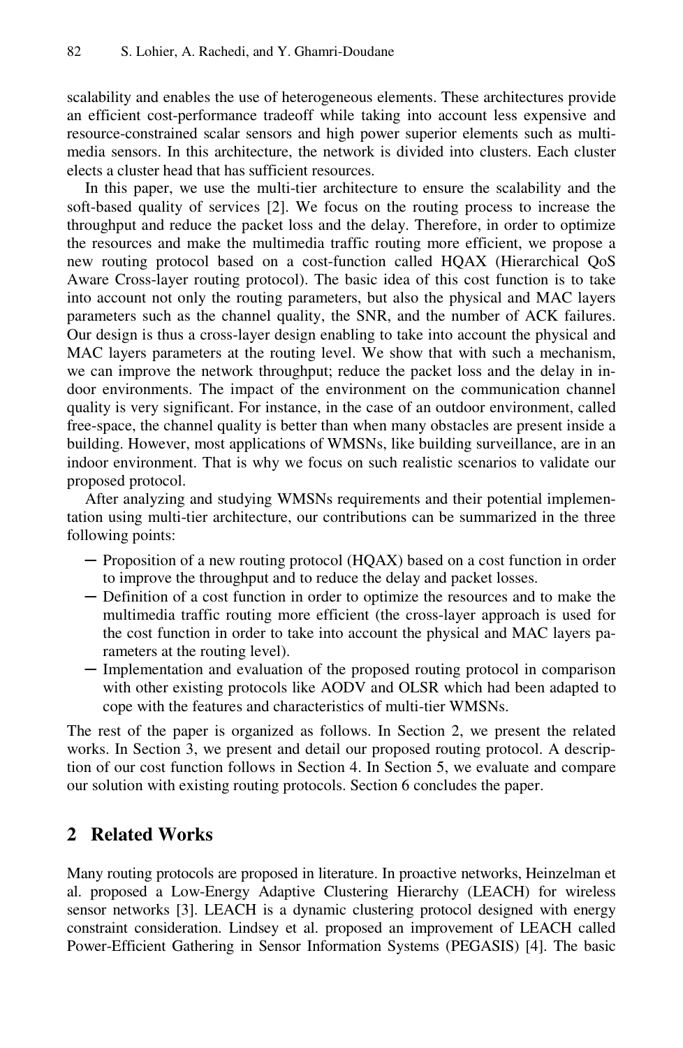scalability and enables the use of heterogeneous elements. These architectures provide an efficient cost-performance tradeoff while taking into account less expensive and resource-constrained scalar sensors and high power superior elements such as multimedia sensors. In this architecture, the network is divided into clusters. Each cluster elects a cluster head that has sufficient resources.

In this paper, we use the multi-tier architecture to ensure the scalability and the soft-based quality of services [2]. We focus on the routing process to increase the throughput and reduce the packet loss and the delay. Therefore, in order to optimize the resources and make the multimedia traffic routing more efficient, we propose a new routing protocol based on a cost-function called HQAX (Hierarchical QoS Aware Cross-layer routing protocol). The basic idea of this cost function is to take into account not only the routing parameters, but also the physical and MAC layers parameters such as the channel quality, the SNR, and the number of ACK failures. Our design is thus a cross-layer design enabling to take into account the physical and MAC layers parameters at the routing level. We show that with such a mechanism, we can improve the network throughput; reduce the packet loss and the delay in indoor environments. The impact of the environment on the communication channel quality is very significant. For instance, in the case of an outdoor environment, called free-space, the channel quality is better than when many obstacles are present inside a building. However, most applications of WMSNs, like building surveillance, are in an indoor environment. That is why we focus on such realistic scenarios to validate our proposed protocol.

After analyzing and studying WMSNs requirements and their potential implementation using multi-tier architecture, our contributions can be summarized in the three following points:

- Proposition of a new routing protocol (HQAX) based on a cost function in order to improve the throughput and to reduce the delay and packet losses.
- Definition of a cost function in order to optimize the resources and to make the multimedia traffic routing more efficient (the cross-layer approach is used for the cost function in order to take into account the physical and MAC layers parameters at the routing level).
- Implementation and evaluation of the proposed routing protocol in comparison with other existing protocols like AODV and OLSR which had been adapted to cope with the features and characteristics of multi-tier WMSNs.

The rest of the paper is organized as follows. In Section 2, we present the related works. In Section 3, we present and detail our proposed routing protocol. A description of our cost function follows in Section 4. In Section 5, we evaluate and compare our solution with existing routing protocols. Section 6 concludes the paper.

## 2 Related Works

Many routing protocols are proposed in literature. In proactive networks, Heinzelman et al. proposed a Low-Energy Adaptive Clustering Hierarchy (LEACH) for wireless sensor networks [3]. LEACH is a dynamic clustering protocol designed with energy constraint consideration. Lindsey et al. proposed an improvement of LEACH called Power-Efficient Gathering in Sensor Information Systems (PEGASIS) [4]. The basic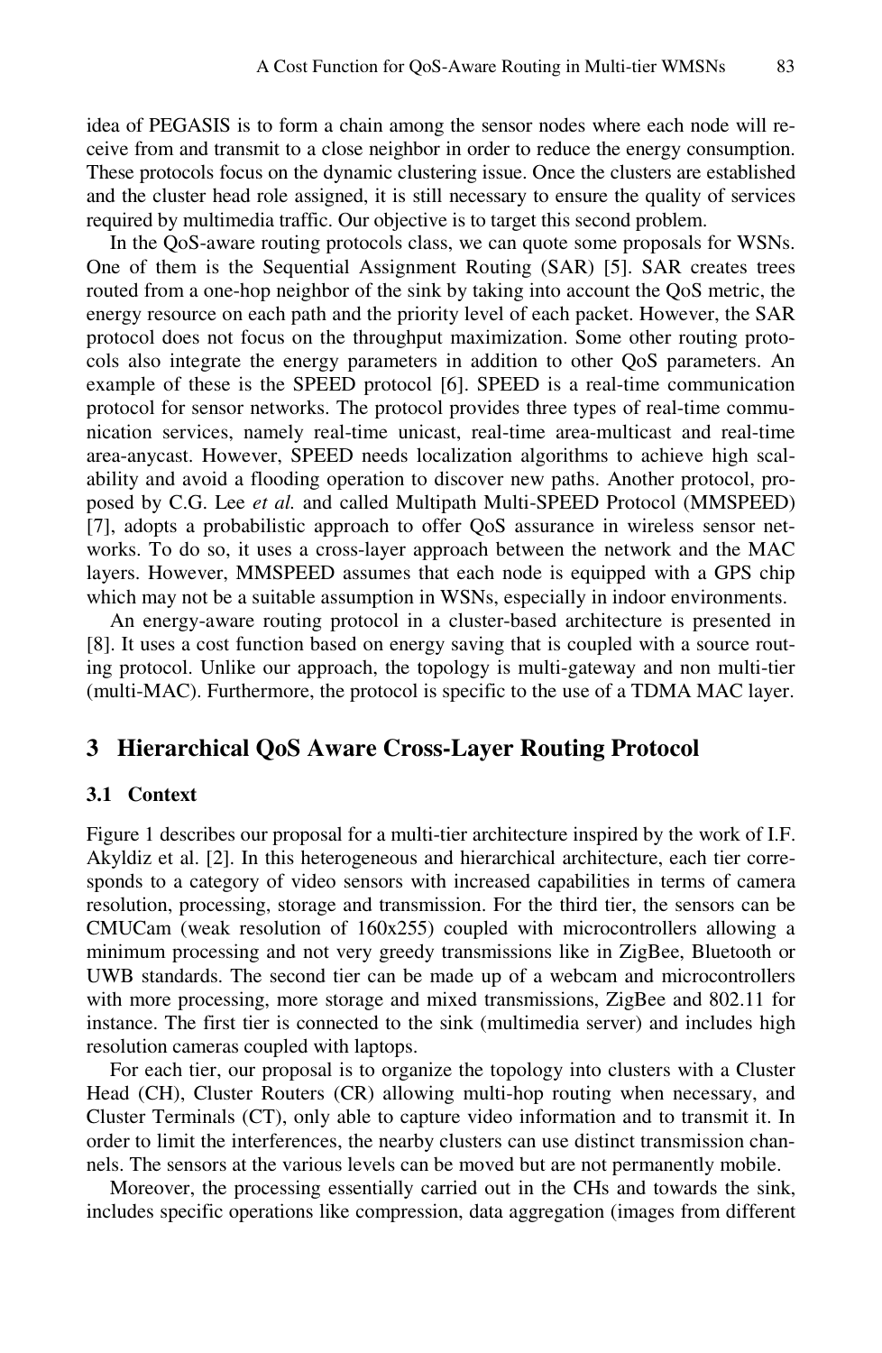idea of PEGASIS is to form a chain among the sensor nodes where each node will receive from and transmit to a close neighbor in order to reduce the energy consumption. These protocols focus on the dynamic clustering issue. Once the clusters are established and the cluster head role assigned, it is still necessary to ensure the quality of services required by multimedia traffic. Our objective is to target this second problem.

In the QoS-aware routing protocols class, we can quote some proposals for WSNs. One of them is the Sequential Assignment Routing (SAR) [5]. SAR creates trees routed from a one-hop neighbor of the sink by taking into account the QoS metric, the energy resource on each path and the priority level of each packet. However, the SAR protocol does not focus on the throughput maximization. Some other routing protocols also integrate the energy parameters in addition to other QoS parameters. An example of these is the SPEED protocol [6]. SPEED is a real-time communication protocol for sensor networks. The protocol provides three types of real-time communication services, namely real-time unicast, real-time area-multicast and real-time area-anycast. However, SPEED needs localization algorithms to achieve high scalability and avoid a flooding operation to discover new paths. Another protocol, proposed by C.G. Lee *et al.* and called Multipath Multi-SPEED Protocol (MMSPEED) [7], adopts a probabilistic approach to offer QoS assurance in wireless sensor networks. To do so, it uses a cross-layer approach between the network and the MAC layers. However, MMSPEED assumes that each node is equipped with a GPS chip which may not be a suitable assumption in WSNs, especially in indoor environments.

An energy-aware routing protocol in a cluster-based architecture is presented in [8]. It uses a cost function based on energy saving that is coupled with a source routing protocol. Unlike our approach, the topology is multi-gateway and non multi-tier (multi-MAC). Furthermore, the protocol is specific to the use of a TDMA MAC layer.

## 3 Hierarchical QoS Aware Cross-Layer Routing Protocol

### 3.1 Context

Figure 1 describes our proposal for a multi-tier architecture inspired by the work of I.F. Akyldiz et al. [2]. In this heterogeneous and hierarchical architecture, each tier corresponds to a category of video sensors with increased capabilities in terms of camera resolution, processing, storage and transmission. For the third tier, the sensors can be CMUCam (weak resolution of 160x255) coupled with microcontrollers allowing a minimum processing and not very greedy transmissions like in ZigBee, Bluetooth or UWB standards. The second tier can be made up of a webcam and microcontrollers with more processing, more storage and mixed transmissions, ZigBee and 802.11 for instance. The first tier is connected to the sink (multimedia server) and includes high resolution cameras coupled with laptops.

For each tier, our proposal is to organize the topology into clusters with a Cluster Head (CH), Cluster Routers (CR) allowing multi-hop routing when necessary, and Cluster Terminals (CT), only able to capture video information and to transmit it. In order to limit the interferences, the nearby clusters can use distinct transmission channels. The sensors at the various levels can be moved but are not permanently mobile.

Moreover, the processing essentially carried out in the CHs and towards the sink, includes specific operations like compression, data aggregation (images from different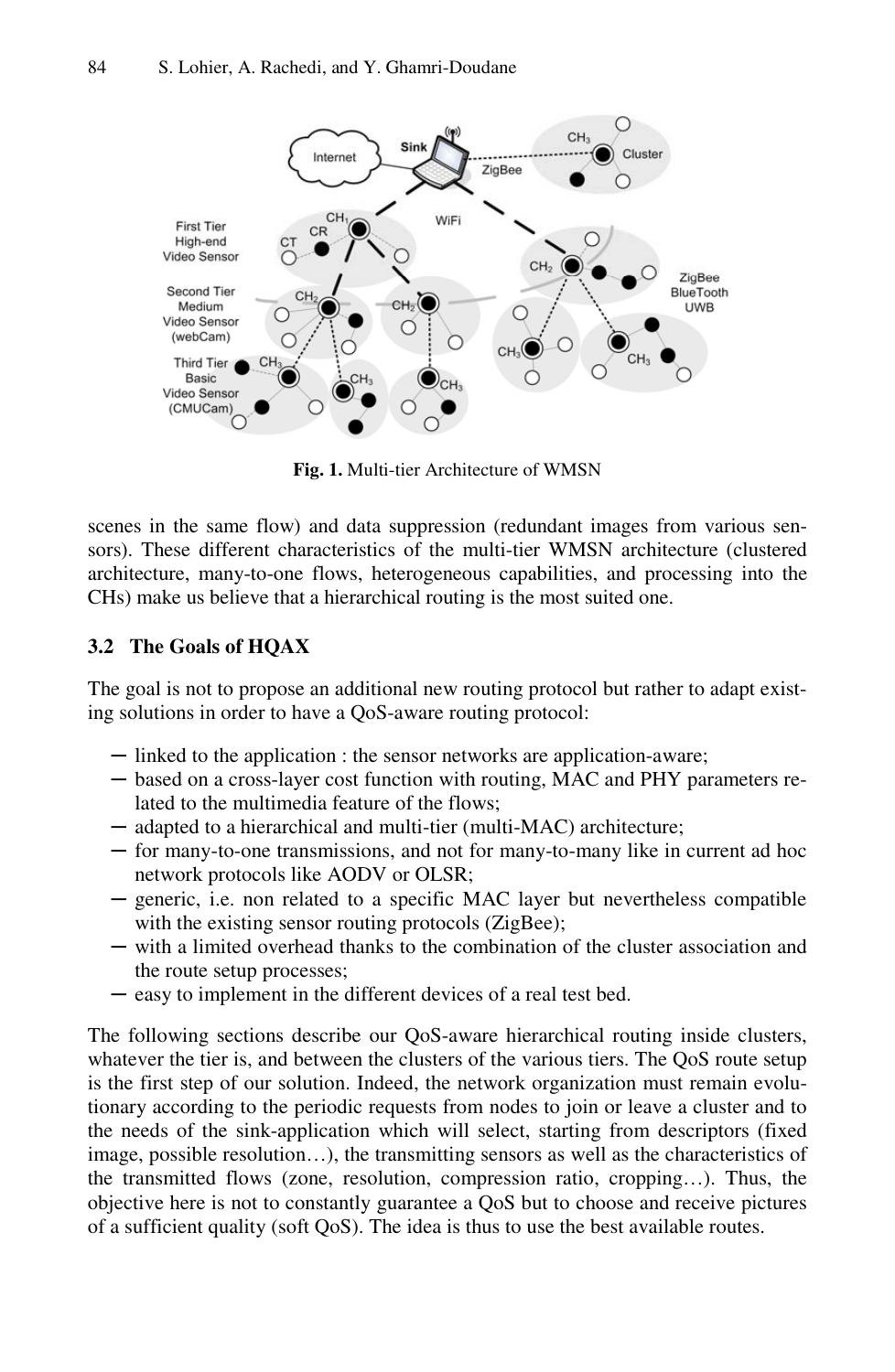Internet

Sink

ZigBee

CH3

Cluster

WiFi

First Tier
High-end
Video Sensor

CT

CR

CH1

CH2

ZigBee
BlueTooth
UWB

Second Tier
Medium
Video Sensor
(webCam)

CH2

CH2

CH3

CH3

Third Tier
Basic
Video Sensor
(CMUCam)

CH3

CH3

CH3

**Fig. 1.** Multi-tier Architecture of WMSN

scenes in the same flow) and data suppression (redundant images from various sensors). These different characteristics of the multi-tier WMSN architecture (clustered architecture, many-to-one flows, heterogeneous capabilities, and processing into the CHs) make us believe that a hierarchical routing is the most suited one.

### 3.2 The Goals of HQAX

The goal is not to propose an additional new routing protocol but rather to adapt existing solutions in order to have a QoS-aware routing protocol:

- linked to the application : the sensor networks are application-aware;
- based on a cross-layer cost function with routing, MAC and PHY parameters related to the multimedia feature of the flows;
- adapted to a hierarchical and multi-tier (multi-MAC) architecture;
- for many-to-one transmissions, and not for many-to-many like in current ad hoc network protocols like AODV or OLSR;
- generic, i.e. non related to a specific MAC layer but nevertheless compatible with the existing sensor routing protocols (ZigBee);
- with a limited overhead thanks to the combination of the cluster association and the route setup processes;
- easy to implement in the different devices of a real test bed.

The following sections describe our QoS-aware hierarchical routing inside clusters, whatever the tier is, and between the clusters of the various tiers. The QoS route setup is the first step of our solution. Indeed, the network organization must remain evolutionary according to the periodic requests from nodes to join or leave a cluster and to the needs of the sink-application which will select, starting from descriptors (fixed image, possible resolution…), the transmitting sensors as well as the characteristics of the transmitted flows (zone, resolution, compression ratio, cropping…). Thus, the objective here is not to constantly guarantee a QoS but to choose and receive pictures of a sufficient quality (soft QoS). The idea is thus to use the best available routes.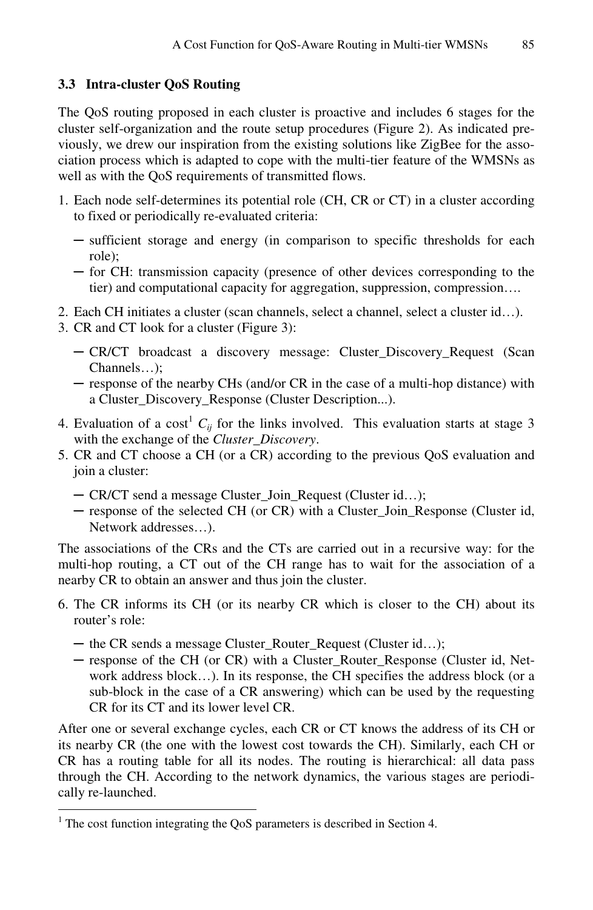### 3.3 Intra-cluster QoS Routing

The QoS routing proposed in each cluster is proactive and includes 6 stages for the cluster self-organization and the route setup procedures (Figure 2). As indicated previously, we drew our inspiration from the existing solutions like ZigBee for the association process which is adapted to cope with the multi-tier feature of the WMSNs as well as with the QoS requirements of transmitted flows.

1. Each node self-determines its potential role (CH, CR or CT) in a cluster according to fixed or periodically re-evaluated criteria:
   - sufficient storage and energy (in comparison to specific thresholds for each role);
   - for CH: transmission capacity (presence of other devices corresponding to the tier) and computational capacity for aggregation, suppression, compression….
2. Each CH initiates a cluster (scan channels, select a channel, select a cluster id…).
3. CR and CT look for a cluster (Figure 3):
   - CR/CT broadcast a discovery message: Cluster_Discovery_Request (Scan Channels…);
   - response of the nearby CHs (and/or CR in the case of a multi-hop distance) with a Cluster_Discovery_Response (Cluster Description...).
4. Evaluation of a cost[1] $C_{ij}$ for the links involved. This evaluation starts at stage 3 with the exchange of the *Cluster_Discovery*.
5. CR and CT choose a CH (or a CR) according to the previous QoS evaluation and join a cluster:
   - CR/CT send a message Cluster_Join_Request (Cluster id…);
   - response of the selected CH (or CR) with a Cluster_Join_Response (Cluster id, Network addresses…).

The associations of the CRs and the CTs are carried out in a recursive way: for the multi-hop routing, a CT out of the CH range has to wait for the association of a nearby CR to obtain an answer and thus join the cluster.

6. The CR informs its CH (or its nearby CR which is closer to the CH) about its router's role:
   - the CR sends a message Cluster_Router_Request (Cluster id…);
   - response of the CH (or CR) with a Cluster_Router_Response (Cluster id, Network address block…). In its response, the CH specifies the address block (or a sub-block in the case of a CR answering) which can be used by the requesting CR for its CT and its lower level CR.

After one or several exchange cycles, each CR or CT knows the address of its CH or its nearby CR (the one with the lowest cost towards the CH). Similarly, each CH or CR has a routing table for all its nodes. The routing is hierarchical: all data pass through the CH. According to the network dynamics, the various stages are periodically re-launched.

---

[1] The cost function integrating the QoS parameters is described in Section 4.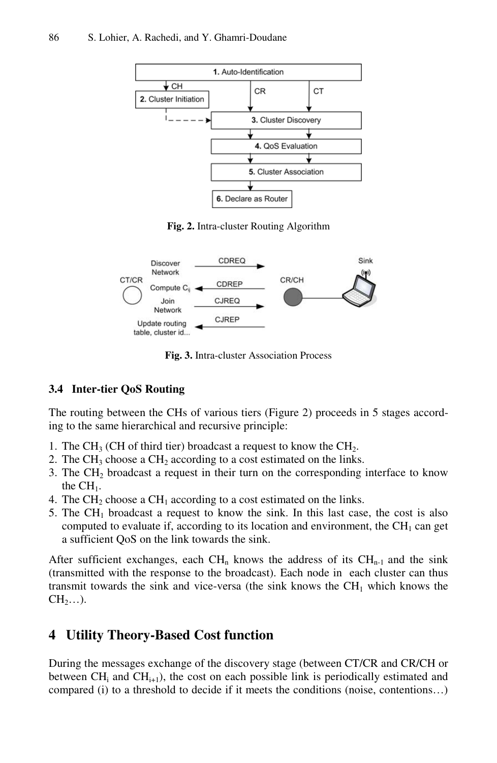Fig. 2. Intra-cluster Routing Algorithm

Fig. 3. Intra-cluster Association Process

### 3.4 Inter-tier QoS Routing

The routing between the CHs of various tiers (Figure 2) proceeds in 5 stages according to the same hierarchical and recursive principle:

1. The $CH_3$ (CH of third tier) broadcast a request to know the $CH_2$.
2. The $CH_3$ choose a $CH_2$ according to a cost estimated on the links.
3. The $CH_2$ broadcast a request in their turn on the corresponding interface to know the $CH_1$.
4. The $CH_2$ choose a $CH_1$ according to a cost estimated on the links.
5. The $CH_1$ broadcast a request to know the sink. In this last case, the cost is also computed to evaluate if, according to its location and environment, the $CH_1$ can get a sufficient QoS on the link towards the sink.

After sufficient exchanges, each $CH_n$ knows the address of its $CH_{n-1}$ and the sink (transmitted with the response to the broadcast). Each node in each cluster can thus transmit towards the sink and vice-versa (the sink knows the $CH_1$ which knows the $CH_2$…).

## 4 Utility Theory-Based Cost function

During the messages exchange of the discovery stage (between CT/CR and CR/CH or between $CH_i$ and $CH_{i+1}$), the cost on each possible link is periodically estimated and compared (i) to a threshold to decide if it meets the conditions (noise, contentions…)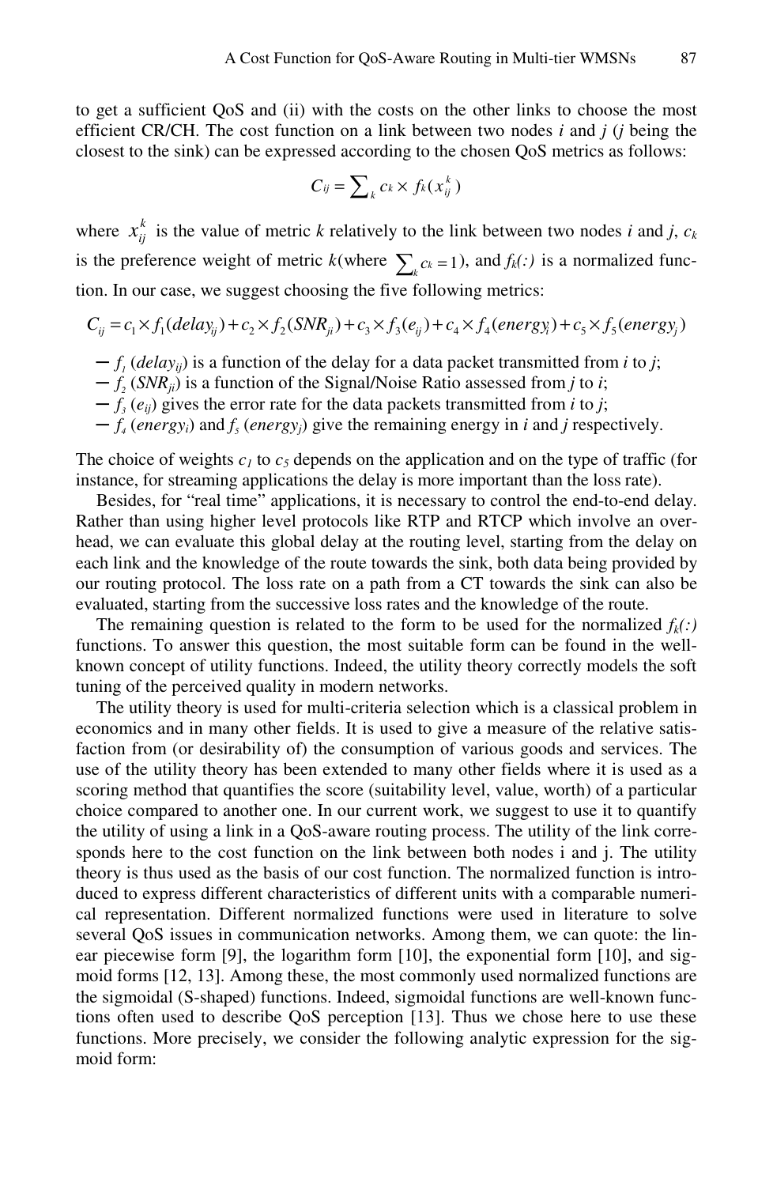to get a sufficient QoS and (ii) with the costs on the other links to choose the most efficient CR/CH. The cost function on a link between two nodes *i* and *j* (*j* being the closest to the sink) can be expressed according to the chosen QoS metrics as follows:

$$C_{ij} = \sum_{k} c_k \times f_k(x_{ij}^k)$$

where $x_{ij}^k$ is the value of metric *k* relatively to the link between two nodes *i* and *j*, $c_k$ is the preference weight of metric *k*(where $\sum_k c_k = 1$), and $f_k(:)$ is a normalized function. In our case, we suggest choosing the five following metrics:

$$C_{ij} = c_1 \times f_1(delay_{ij}) + c_2 \times f_2(SNR_{ji}) + c_3 \times f_3(e_{ij}) + c_4 \times f_4(energy_i) + c_5 \times f_5(energy_j)$$

- $f_1$ ($delay_{ij}$) is a function of the delay for a data packet transmitted from *i* to *j*;
- $f_2$ ($SNR_{ji}$) is a function of the Signal/Noise Ratio assessed from *j* to *i*;
- $f_3$ ($e_{ij}$) gives the error rate for the data packets transmitted from *i* to *j*;
- $f_4$ ($energy_i$) and $f_5$ ($energy_j$) give the remaining energy in *i* and *j* respectively.

The choice of weights $c_1$ to $c_5$ depends on the application and on the type of traffic (for instance, for streaming applications the delay is more important than the loss rate).

Besides, for "real time" applications, it is necessary to control the end-to-end delay. Rather than using higher level protocols like RTP and RTCP which involve an overhead, we can evaluate this global delay at the routing level, starting from the delay on each link and the knowledge of the route towards the sink, both data being provided by our routing protocol. The loss rate on a path from a CT towards the sink can also be evaluated, starting from the successive loss rates and the knowledge of the route.

The remaining question is related to the form to be used for the normalized $f_k(:)$ functions. To answer this question, the most suitable form can be found in the well-known concept of utility functions. Indeed, the utility theory correctly models the soft tuning of the perceived quality in modern networks.

The utility theory is used for multi-criteria selection which is a classical problem in economics and in many other fields. It is used to give a measure of the relative satisfaction from (or desirability of) the consumption of various goods and services. The use of the utility theory has been extended to many other fields where it is used as a scoring method that quantifies the score (suitability level, value, worth) of a particular choice compared to another one. In our current work, we suggest to use it to quantify the utility of using a link in a QoS-aware routing process. The utility of the link corresponds here to the cost function on the link between both nodes i and j. The utility theory is thus used as the basis of our cost function. The normalized function is introduced to express different characteristics of different units with a comparable numerical representation. Different normalized functions were used in literature to solve several QoS issues in communication networks. Among them, we can quote: the linear piecewise form [9], the logarithm form [10], the exponential form [10], and sigmoid forms [12, 13]. Among these, the most commonly used normalized functions are the sigmoidal (S-shaped) functions. Indeed, sigmoidal functions are well-known functions often used to describe QoS perception [13]. Thus we chose here to use these functions. More precisely, we consider the following analytic expression for the sigmoid form: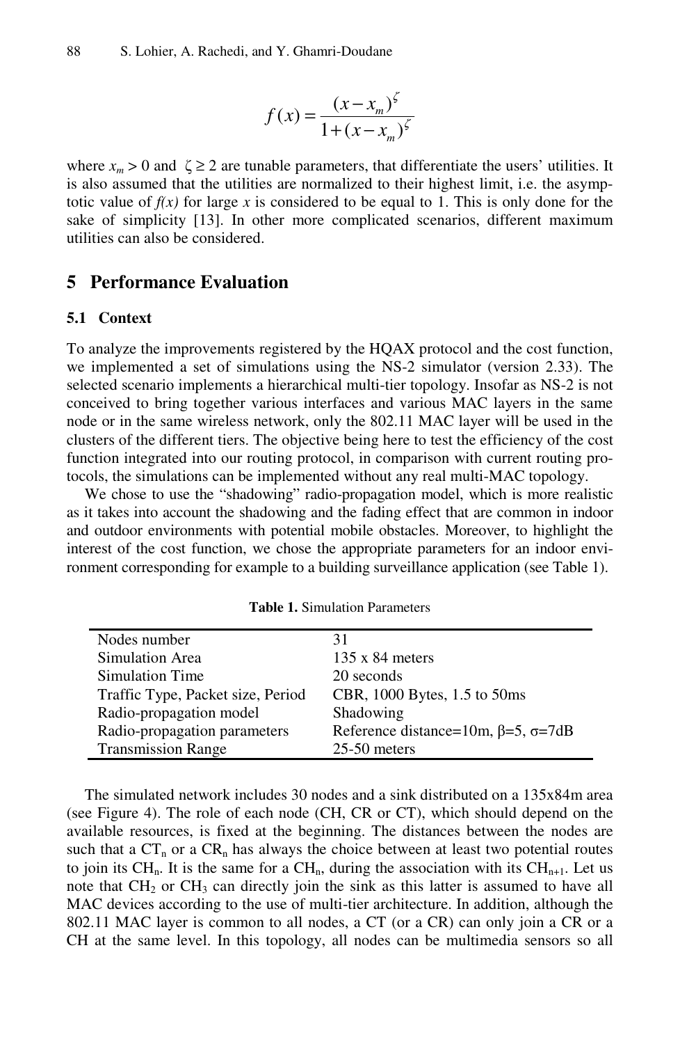$$f(x) = \frac{(x - x_m)^\zeta}{1 + (x - x_m)^\zeta}$$

where $x_m > 0$ and $\zeta \geq 2$ are tunable parameters, that differentiate the users' utilities. It is also assumed that the utilities are normalized to their highest limit, i.e. the asymptotic value of *f(x)* for large *x* is considered to be equal to 1. This is only done for the sake of simplicity [13]. In other more complicated scenarios, different maximum utilities can also be considered.

## 5 Performance Evaluation

### 5.1 Context

To analyze the improvements registered by the HQAX protocol and the cost function, we implemented a set of simulations using the NS-2 simulator (version 2.33). The selected scenario implements a hierarchical multi-tier topology. Insofar as NS-2 is not conceived to bring together various interfaces and various MAC layers in the same node or in the same wireless network, only the 802.11 MAC layer will be used in the clusters of the different tiers. The objective being here to test the efficiency of the cost function integrated into our routing protocol, in comparison with current routing protocols, the simulations can be implemented without any real multi-MAC topology.

We chose to use the "shadowing" radio-propagation model, which is more realistic as it takes into account the shadowing and the fading effect that are common in indoor and outdoor environments with potential mobile obstacles. Moreover, to highlight the interest of the cost function, we chose the appropriate parameters for an indoor environment corresponding for example to a building surveillance application (see Table 1).

**Table 1.** Simulation Parameters

| | |
|---|---|
| Nodes number | 31 |
| Simulation Area | 135 x 84 meters |
| Simulation Time | 20 seconds |
| Traffic Type, Packet size, Period | CBR, 1000 Bytes, 1.5 to 50ms |
| Radio-propagation model | Shadowing |
| Radio-propagation parameters | Reference distance=10m, β=5, σ=7dB |
| Transmission Range | 25-50 meters |

The simulated network includes 30 nodes and a sink distributed on a 135x84m area (see Figure 4). The role of each node (CH, CR or CT), which should depend on the available resources, is fixed at the beginning. The distances between the nodes are such that a $CT_n$ or a $CR_n$ has always the choice between at least two potential routes to join its $CH_n$. It is the same for a $CH_n$, during the association with its $CH_{n+1}$. Let us note that $CH_2$ or $CH_3$ can directly join the sink as this latter is assumed to have all MAC devices according to the use of multi-tier architecture. In addition, although the 802.11 MAC layer is common to all nodes, a CT (or a CR) can only join a CR or a CH at the same level. In this topology, all nodes can be multimedia sensors so all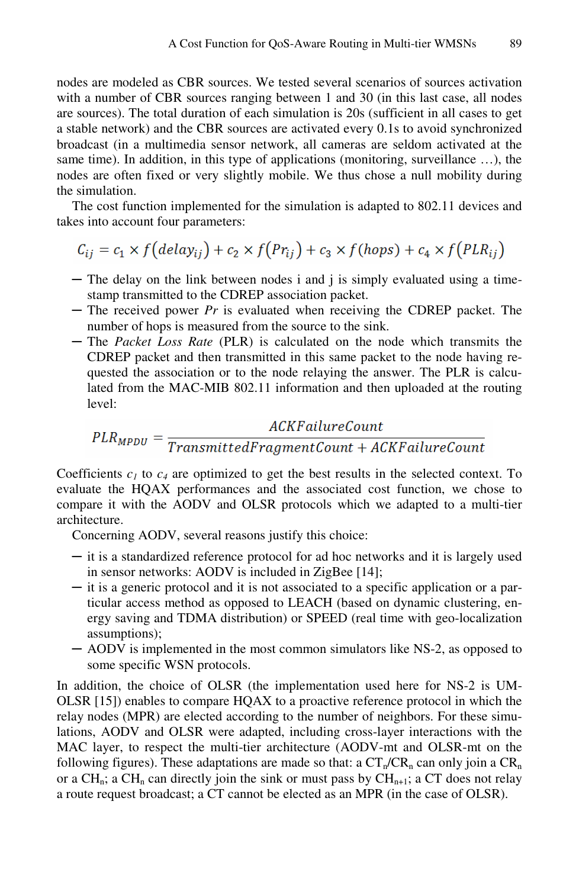nodes are modeled as CBR sources. We tested several scenarios of sources activation with a number of CBR sources ranging between 1 and 30 (in this last case, all nodes are sources). The total duration of each simulation is 20s (sufficient in all cases to get a stable network) and the CBR sources are activated every 0.1s to avoid synchronized broadcast (in a multimedia sensor network, all cameras are seldom activated at the same time). In addition, in this type of applications (monitoring, surveillance …), the nodes are often fixed or very slightly mobile. We thus chose a null mobility during the simulation.

The cost function implemented for the simulation is adapted to 802.11 devices and takes into account four parameters:

$$C_{ij} = c_1 \times f(delay_{ij}) + c_2 \times f(Pr_{ij}) + c_3 \times f(hops) + c_4 \times f(PLR_{ij})$$

- The delay on the link between nodes i and j is simply evaluated using a time-stamp transmitted to the CDREP association packet.
- The received power *Pr* is evaluated when receiving the CDREP packet. The number of hops is measured from the source to the sink.
- The *Packet Loss Rate* (PLR) is calculated on the node which transmits the CDREP packet and then transmitted in this same packet to the node having requested the association or to the node relaying the answer. The PLR is calculated from the MAC-MIB 802.11 information and then uploaded at the routing level:

$$PLR_{MPDU} = \frac{ACKFailureCount}{TransmittedFragmentCount + ACKFailureCount}$$

Coefficients $c_1$ to $c_4$ are optimized to get the best results in the selected context. To evaluate the HQAX performances and the associated cost function, we chose to compare it with the AODV and OLSR protocols which we adapted to a multi-tier architecture.

Concerning AODV, several reasons justify this choice:

- it is a standardized reference protocol for ad hoc networks and it is largely used in sensor networks: AODV is included in ZigBee [14];
- it is a generic protocol and it is not associated to a specific application or a particular access method as opposed to LEACH (based on dynamic clustering, energy saving and TDMA distribution) or SPEED (real time with geo-localization assumptions);
- AODV is implemented in the most common simulators like NS-2, as opposed to some specific WSN protocols.

In addition, the choice of OLSR (the implementation used here for NS-2 is UM-OLSR [15]) enables to compare HQAX to a proactive reference protocol in which the relay nodes (MPR) are elected according to the number of neighbors. For these simulations, AODV and OLSR were adapted, including cross-layer interactions with the MAC layer, to respect the multi-tier architecture (AODV-mt and OLSR-mt on the following figures). These adaptations are made so that: a $CT_n$/$CR_n$ can only join a $CR_n$ or a $CH_n$; a $CH_n$ can directly join the sink or must pass by $CH_{n+1}$; a CT does not relay a route request broadcast; a CT cannot be elected as an MPR (in the case of OLSR).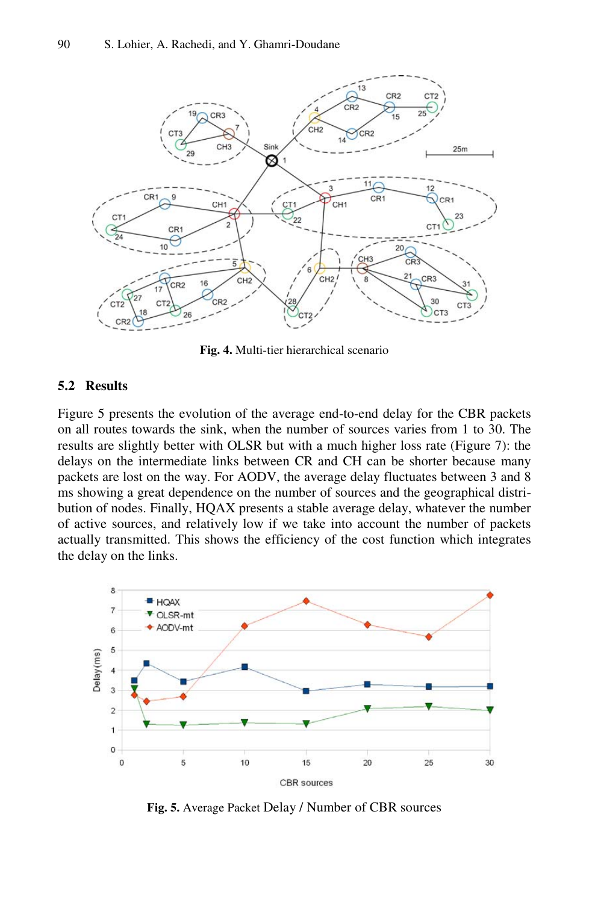Fig. 4. Multi-tier hierarchical scenario

## 5.2 Results

Figure 5 presents the evolution of the average end-to-end delay for the CBR packets on all routes towards the sink, when the number of sources varies from 1 to 30. The results are slightly better with OLSR but with a much higher loss rate (Figure 7): the delays on the intermediate links between CR and CH can be shorter because many packets are lost on the way. For AODV, the average delay fluctuates between 3 and 8 ms showing a great dependence on the number of sources and the geographical distribution of nodes. Finally, HQAX presents a stable average delay, whatever the number of active sources, and relatively low if we take into account the number of packets actually transmitted. This shows the efficiency of the cost function which integrates the delay on the links.

Fig. 5. Average Packet Delay / Number of CBR sources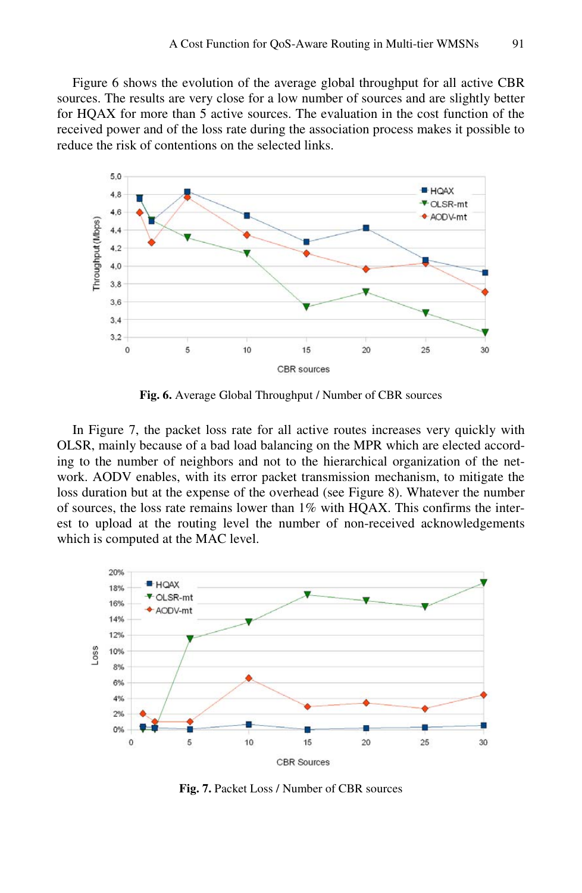Figure 6 shows the evolution of the average global throughput for all active CBR sources. The results are very close for a low number of sources and are slightly better for HQAX for more than 5 active sources. The evaluation in the cost function of the received power and of the loss rate during the association process makes it possible to reduce the risk of contentions on the selected links.

**Fig. 6.** Average Global Throughput / Number of CBR sources

In Figure 7, the packet loss rate for all active routes increases very quickly with OLSR, mainly because of a bad load balancing on the MPR which are elected according to the number of neighbors and not to the hierarchical organization of the network. AODV enables, with its error packet transmission mechanism, to mitigate the loss duration but at the expense of the overhead (see Figure 8). Whatever the number of sources, the loss rate remains lower than 1% with HQAX. This confirms the interest to upload at the routing level the number of non-received acknowledgements which is computed at the MAC level.

**Fig. 7.** Packet Loss / Number of CBR sources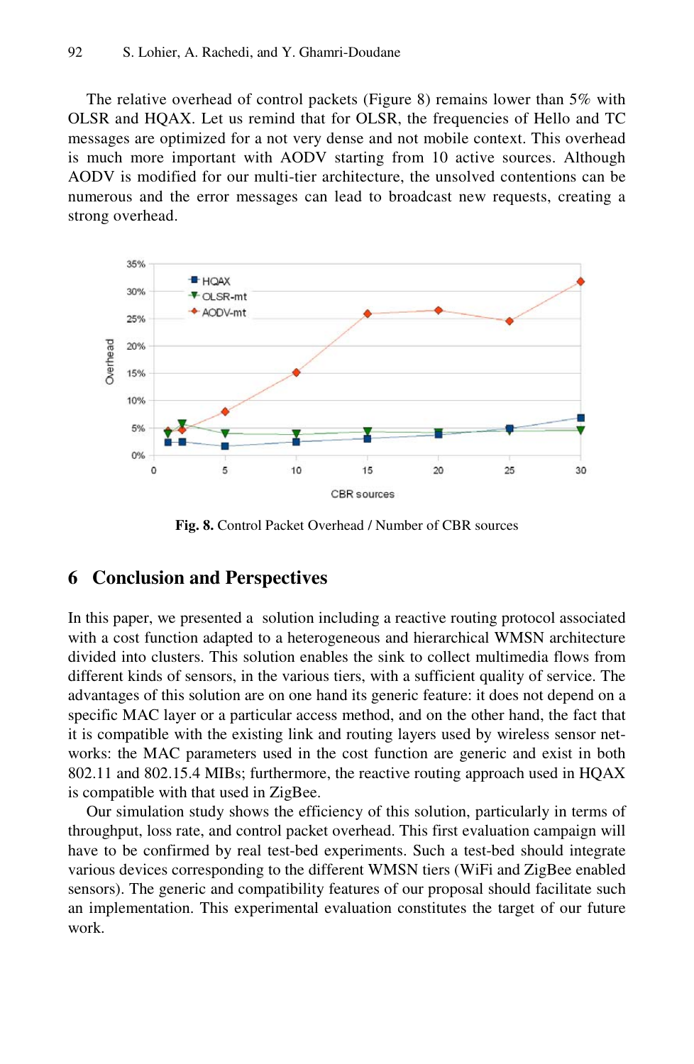The relative overhead of control packets (Figure 8) remains lower than 5% with OLSR and HQAX. Let us remind that for OLSR, the frequencies of Hello and TC messages are optimized for a not very dense and not mobile context. This overhead is much more important with AODV starting from 10 active sources. Although AODV is modified for our multi-tier architecture, the unsolved contentions can be numerous and the error messages can lead to broadcast new requests, creating a strong overhead.

**Fig. 8.** Control Packet Overhead / Number of CBR sources

## 6 Conclusion and Perspectives

In this paper, we presented a solution including a reactive routing protocol associated with a cost function adapted to a heterogeneous and hierarchical WMSN architecture divided into clusters. This solution enables the sink to collect multimedia flows from different kinds of sensors, in the various tiers, with a sufficient quality of service. The advantages of this solution are on one hand its generic feature: it does not depend on a specific MAC layer or a particular access method, and on the other hand, the fact that it is compatible with the existing link and routing layers used by wireless sensor networks: the MAC parameters used in the cost function are generic and exist in both 802.11 and 802.15.4 MIBs; furthermore, the reactive routing approach used in HQAX is compatible with that used in ZigBee.

Our simulation study shows the efficiency of this solution, particularly in terms of throughput, loss rate, and control packet overhead. This first evaluation campaign will have to be confirmed by real test-bed experiments. Such a test-bed should integrate various devices corresponding to the different WMSN tiers (WiFi and ZigBee enabled sensors). The generic and compatibility features of our proposal should facilitate such an implementation. This experimental evaluation constitutes the target of our future work.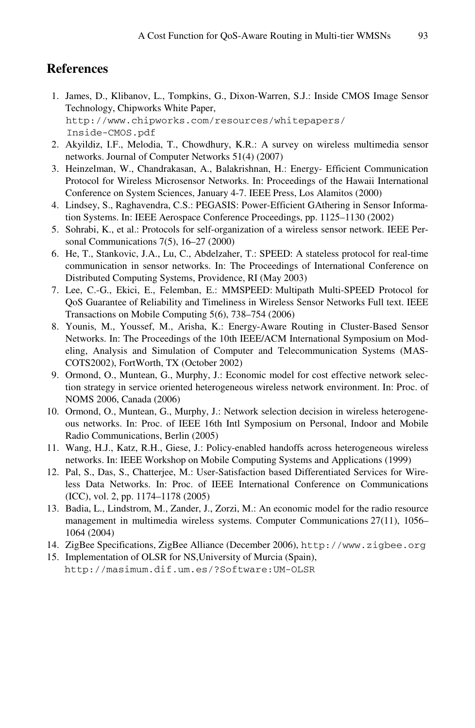## References

1. James, D., Klibanov, L., Tompkins, G., Dixon-Warren, S.J.: Inside CMOS Image Sensor Technology, Chipworks White Paper, http://www.chipworks.com/resources/whitepapers/Inside-CMOS.pdf
2. Akyildiz, I.F., Melodia, T., Chowdhury, K.R.: A survey on wireless multimedia sensor networks. Journal of Computer Networks 51(4) (2007)
3. Heinzelman, W., Chandrakasan, A., Balakrishnan, H.: Energy- Efficient Communication Protocol for Wireless Microsensor Networks. In: Proceedings of the Hawaii International Conference on System Sciences, January 4-7. IEEE Press, Los Alamitos (2000)
4. Lindsey, S., Raghavendra, C.S.: PEGASIS: Power-Efficient GAthering in Sensor Information Systems. In: IEEE Aerospace Conference Proceedings, pp. 1125–1130 (2002)
5. Sohrabi, K., et al.: Protocols for self-organization of a wireless sensor network. IEEE Personal Communications 7(5), 16–27 (2000)
6. He, T., Stankovic, J.A., Lu, C., Abdelzaher, T.: SPEED: A stateless protocol for real-time communication in sensor networks. In: The Proceedings of International Conference on Distributed Computing Systems, Providence, RI (May 2003)
7. Lee, C.-G., Ekici, E., Felemban, E.: MMSPEED: Multipath Multi-SPEED Protocol for QoS Guarantee of Reliability and Timeliness in Wireless Sensor Networks Full text. IEEE Transactions on Mobile Computing 5(6), 738–754 (2006)
8. Younis, M., Youssef, M., Arisha, K.: Energy-Aware Routing in Cluster-Based Sensor Networks. In: The Proceedings of the 10th IEEE/ACM International Symposium on Modeling, Analysis and Simulation of Computer and Telecommunication Systems (MASCOTS2002), FortWorth, TX (October 2002)
9. Ormond, O., Muntean, G., Murphy, J.: Economic model for cost effective network selection strategy in service oriented heterogeneous wireless network environment. In: Proc. of NOMS 2006, Canada (2006)
10. Ormond, O., Muntean, G., Murphy, J.: Network selection decision in wireless heterogeneous networks. In: Proc. of IEEE 16th Intl Symposium on Personal, Indoor and Mobile Radio Communications, Berlin (2005)
11. Wang, H.J., Katz, R.H., Giese, J.: Policy-enabled handoffs across heterogeneous wireless networks. In: IEEE Workshop on Mobile Computing Systems and Applications (1999)
12. Pal, S., Das, S., Chatterjee, M.: User-Satisfaction based Differentiated Services for Wireless Data Networks. In: Proc. of IEEE International Conference on Communications (ICC), vol. 2, pp. 1174–1178 (2005)
13. Badia, L., Lindstrom, M., Zander, J., Zorzi, M.: An economic model for the radio resource management in multimedia wireless systems. Computer Communications 27(11), 1056–1064 (2004)
14. ZigBee Specifications, ZigBee Alliance (December 2006), http://www.zigbee.org
15. Implementation of OLSR for NS,University of Murcia (Spain), http://masimum.dif.um.es/?Software:UM-OLSR